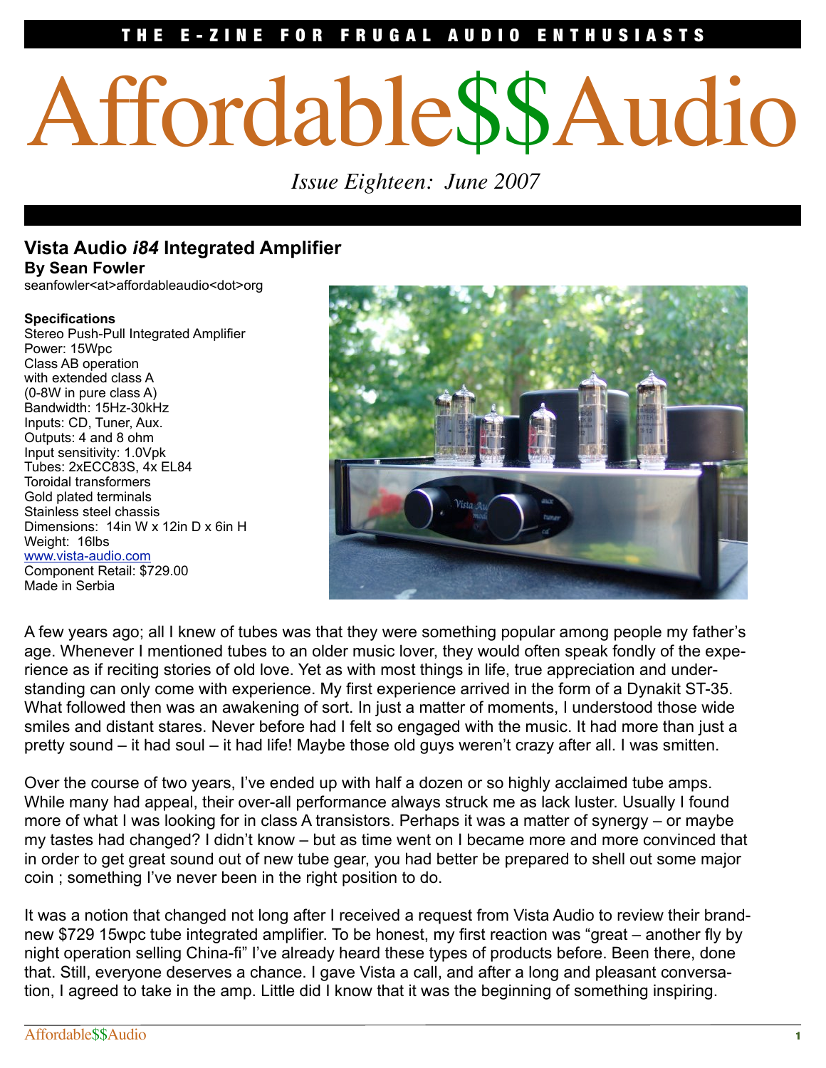THE E-ZINE FOR FRUGAL AUDIO ENTHUSIASTS

# Affordable$$Audio

*Issue Eighteen: June 2007*

## Vista Audio *i84* Integrated Amplifier

**By Sean Fowler**

seanfowler<at>affordableaudio<dot>org

**Specifications**

Stereo Push-Pull Integrated Amplifier
Power: 15Wpc
Class AB operation
with extended class A
(0-8W in pure class A)
Bandwidth: 15Hz-30kHz
Inputs: CD, Tuner, Aux.
Outputs: 4 and 8 ohm
Input sensitivity: 1.0Vpk
Tubes: 2xECC83S, 4x EL84
Toroidal transformers
Gold plated terminals
Stainless steel chassis
Dimensions: 14in W x 12in D x 6in H
Weight: 16lbs
www.vista-audio.com
Component Retail: $729.00
Made in Serbia

A few years ago; all I knew of tubes was that they were something popular among people my father's age. Whenever I mentioned tubes to an older music lover, they would often speak fondly of the experience as if reciting stories of old love. Yet as with most things in life, true appreciation and understanding can only come with experience. My first experience arrived in the form of a Dynakit ST-35. What followed then was an awakening of sort. In just a matter of moments, I understood those wide smiles and distant stares. Never before had I felt so engaged with the music. It had more than just a pretty sound – it had soul – it had life! Maybe those old guys weren't crazy after all. I was smitten.

Over the course of two years, I've ended up with half a dozen or so highly acclaimed tube amps. While many had appeal, their over-all performance always struck me as lack luster. Usually I found more of what I was looking for in class A transistors. Perhaps it was a matter of synergy – or maybe my tastes had changed? I didn't know – but as time went on I became more and more convinced that in order to get great sound out of new tube gear, you had better be prepared to shell out some major coin ; something I've never been in the right position to do.

It was a notion that changed not long after I received a request from Vista Audio to review their brand-new $729 15wpc tube integrated amplifier. To be honest, my first reaction was "great – another fly by night operation selling China-fi" I've already heard these types of products before. Been there, done that. Still, everyone deserves a chance. I gave Vista a call, and after a long and pleasant conversation, I agreed to take in the amp. Little did I know that it was the beginning of something inspiring.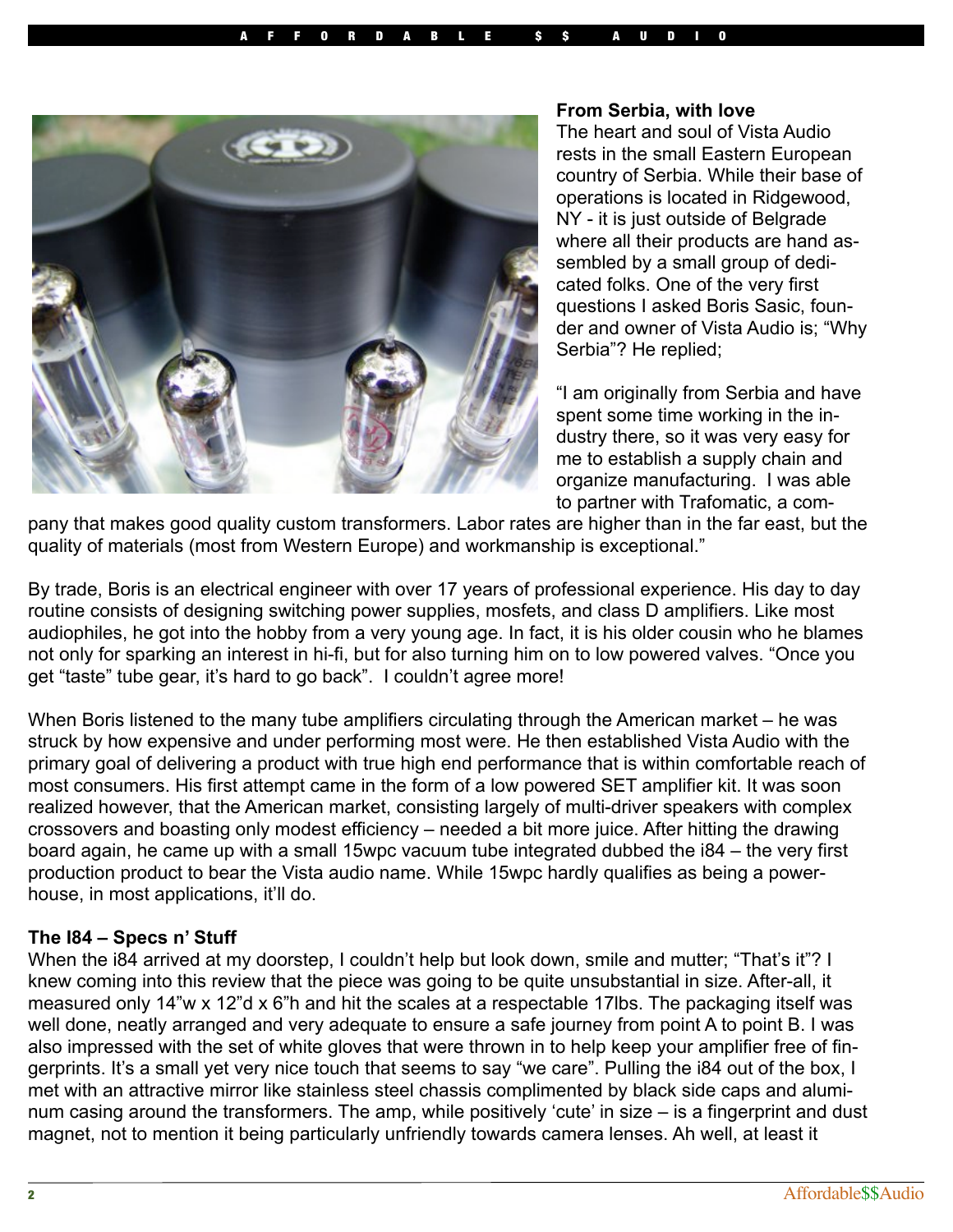### From Serbia, with love

The heart and soul of Vista Audio rests in the small Eastern European country of Serbia. While their base of operations is located in Ridgewood, NY - it is just outside of Belgrade where all their products are hand assembled by a small group of dedicated folks. One of the very first questions I asked Boris Sasic, founder and owner of Vista Audio is; "Why Serbia"? He replied;

"I am originally from Serbia and have spent some time working in the industry there, so it was very easy for me to establish a supply chain and organize manufacturing. I was able to partner with Trafomatic, a company that makes good quality custom transformers. Labor rates are higher than in the far east, but the quality of materials (most from Western Europe) and workmanship is exceptional."

By trade, Boris is an electrical engineer with over 17 years of professional experience. His day to day routine consists of designing switching power supplies, mosfets, and class D amplifiers. Like most audiophiles, he got into the hobby from a very young age. In fact, it is his older cousin who he blames not only for sparking an interest in hi-fi, but for also turning him on to low powered valves. "Once you get "taste" tube gear, it's hard to go back". I couldn't agree more!

When Boris listened to the many tube amplifiers circulating through the American market – he was struck by how expensive and under performing most were. He then established Vista Audio with the primary goal of delivering a product with true high end performance that is within comfortable reach of most consumers. His first attempt came in the form of a low powered SET amplifier kit. It was soon realized however, that the American market, consisting largely of multi-driver speakers with complex crossovers and boasting only modest efficiency – needed a bit more juice. After hitting the drawing board again, he came up with a small 15wpc vacuum tube integrated dubbed the i84 – the very first production product to bear the Vista audio name. While 15wpc hardly qualifies as being a powerhouse, in most applications, it'll do.

### The I84 – Specs n' Stuff

When the i84 arrived at my doorstep, I couldn't help but look down, smile and mutter; "That's it"? I knew coming into this review that the piece was going to be quite unsubstantial in size. After-all, it measured only 14"w x 12"d x 6"h and hit the scales at a respectable 17lbs. The packaging itself was well done, neatly arranged and very adequate to ensure a safe journey from point A to point B. I was also impressed with the set of white gloves that were thrown in to help keep your amplifier free of fingerprints. It's a small yet very nice touch that seems to say "we care". Pulling the i84 out of the box, I met with an attractive mirror like stainless steel chassis complimented by black side caps and aluminum casing around the transformers. The amp, while positively 'cute' in size – is a fingerprint and dust magnet, not to mention it being particularly unfriendly towards camera lenses. Ah well, at least it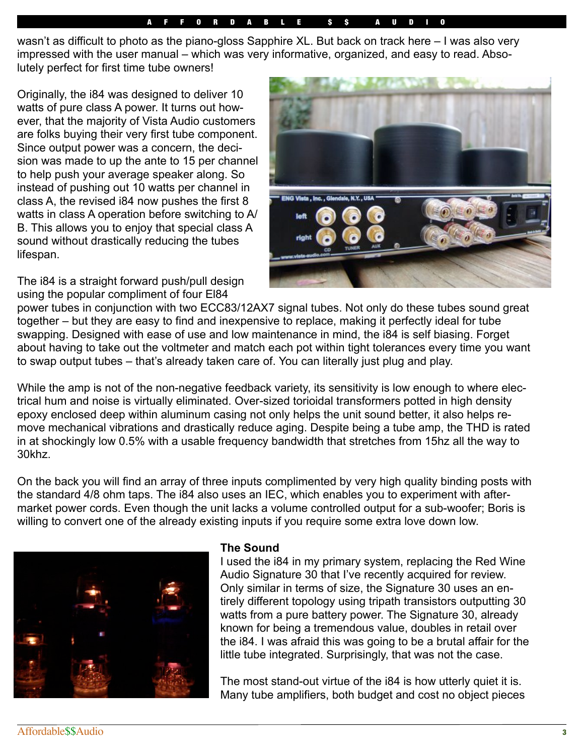wasn't as difficult to photo as the piano-gloss Sapphire XL. But back on track here – I was also very impressed with the user manual – which was very informative, organized, and easy to read. Absolutely perfect for first time tube owners!

Originally, the i84 was designed to deliver 10 watts of pure class A power. It turns out however, that the majority of Vista Audio customers are folks buying their very first tube component. Since output power was a concern, the decision was made to up the ante to 15 per channel to help push your average speaker along. So instead of pushing out 10 watts per channel in class A, the revised i84 now pushes the first 8 watts in class A operation before switching to A/B. This allows you to enjoy that special class A sound without drastically reducing the tubes lifespan.

The i84 is a straight forward push/pull design using the popular compliment of four El84 power tubes in conjunction with two ECC83/12AX7 signal tubes. Not only do these tubes sound great together – but they are easy to find and inexpensive to replace, making it perfectly ideal for tube swapping. Designed with ease of use and low maintenance in mind, the i84 is self biasing. Forget about having to take out the voltmeter and match each pot within tight tolerances every time you want to swap output tubes – that's already taken care of. You can literally just plug and play.

While the amp is not of the non-negative feedback variety, its sensitivity is low enough to where electrical hum and noise is virtually eliminated. Over-sized torioidal transformers potted in high density epoxy enclosed deep within aluminum casing not only helps the unit sound better, it also helps remove mechanical vibrations and drastically reduce aging. Despite being a tube amp, the THD is rated in at shockingly low 0.5% with a usable frequency bandwidth that stretches from 15hz all the way to 30khz.

On the back you will find an array of three inputs complimented by very high quality binding posts with the standard 4/8 ohm taps. The i84 also uses an IEC, which enables you to experiment with after-market power cords. Even though the unit lacks a volume controlled output for a sub-woofer; Boris is willing to convert one of the already existing inputs if you require some extra love down low.

**The Sound**

I used the i84 in my primary system, replacing the Red Wine Audio Signature 30 that I've recently acquired for review. Only similar in terms of size, the Signature 30 uses an entirely different topology using tripath transistors outputting 30 watts from a pure battery power. The Signature 30, already known for being a tremendous value, doubles in retail over the i84. I was afraid this was going to be a brutal affair for the little tube integrated. Surprisingly, that was not the case.

The most stand-out virtue of the i84 is how utterly quiet it is. Many tube amplifiers, both budget and cost no object pieces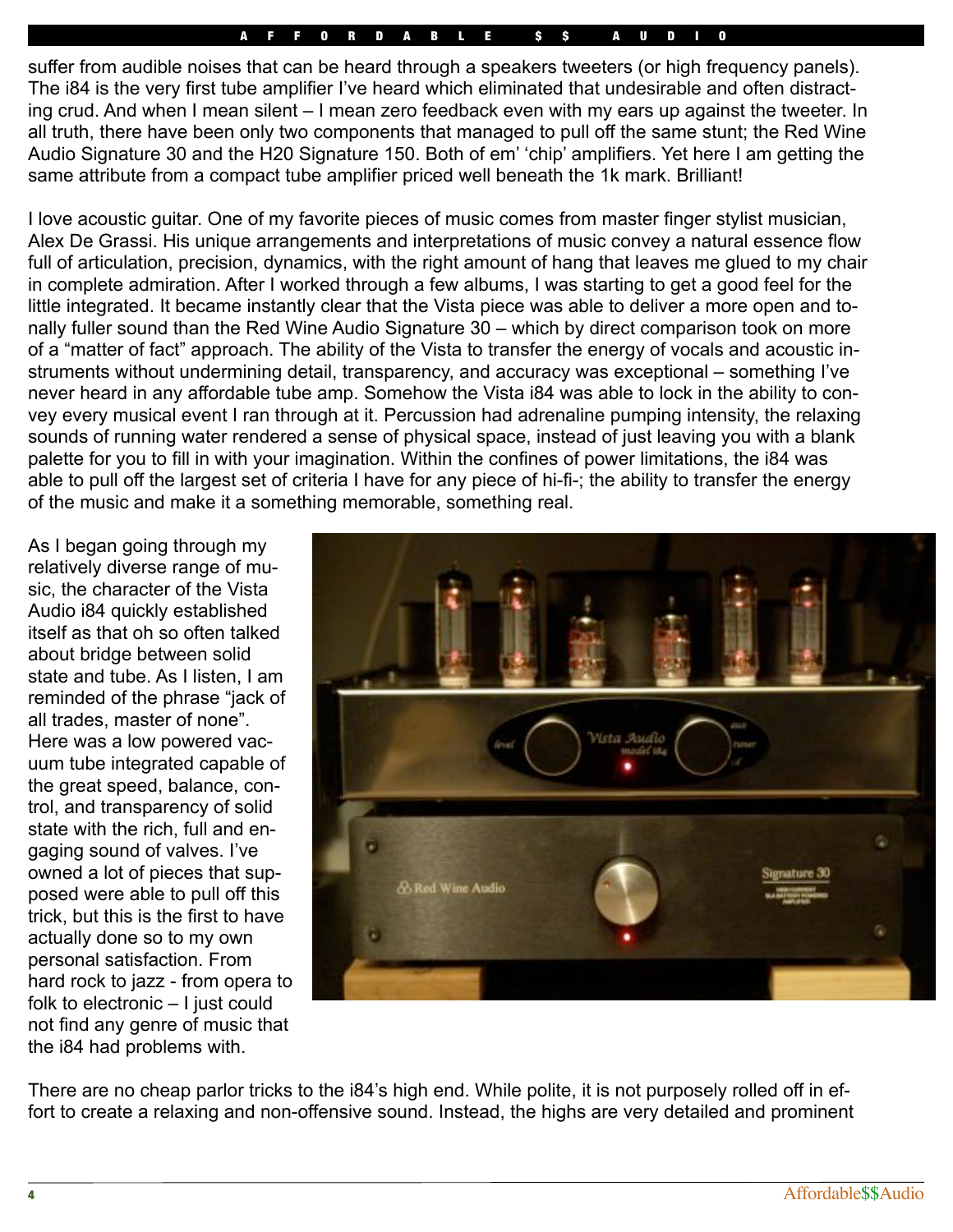suffer from audible noises that can be heard through a speakers tweeters (or high frequency panels). The i84 is the very first tube amplifier I've heard which eliminated that undesirable and often distracting crud. And when I mean silent – I mean zero feedback even with my ears up against the tweeter. In all truth, there have been only two components that managed to pull off the same stunt; the Red Wine Audio Signature 30 and the H20 Signature 150. Both of em' 'chip' amplifiers. Yet here I am getting the same attribute from a compact tube amplifier priced well beneath the 1k mark. Brilliant!

I love acoustic guitar. One of my favorite pieces of music comes from master finger stylist musician, Alex De Grassi. His unique arrangements and interpretations of music convey a natural essence flow full of articulation, precision, dynamics, with the right amount of hang that leaves me glued to my chair in complete admiration. After I worked through a few albums, I was starting to get a good feel for the little integrated. It became instantly clear that the Vista piece was able to deliver a more open and tonally fuller sound than the Red Wine Audio Signature 30 – which by direct comparison took on more of a "matter of fact" approach. The ability of the Vista to transfer the energy of vocals and acoustic instruments without undermining detail, transparency, and accuracy was exceptional – something I've never heard in any affordable tube amp. Somehow the Vista i84 was able to lock in the ability to convey every musical event I ran through at it. Percussion had adrenaline pumping intensity, the relaxing sounds of running water rendered a sense of physical space, instead of just leaving you with a blank palette for you to fill in with your imagination. Within the confines of power limitations, the i84 was able to pull off the largest set of criteria I have for any piece of hi-fi-; the ability to transfer the energy of the music and make it a something memorable, something real.

As I began going through my relatively diverse range of music, the character of the Vista Audio i84 quickly established itself as that oh so often talked about bridge between solid state and tube. As I listen, I am reminded of the phrase "jack of all trades, master of none". Here was a low powered vacuum tube integrated capable of the great speed, balance, control, and transparency of solid state with the rich, full and engaging sound of valves. I've owned a lot of pieces that supposed were able to pull off this trick, but this is the first to have actually done so to my own personal satisfaction. From hard rock to jazz - from opera to folk to electronic – I just could not find any genre of music that the i84 had problems with.

There are no cheap parlor tricks to the i84's high end. While polite, it is not purposely rolled off in effort to create a relaxing and non-offensive sound. Instead, the highs are very detailed and prominent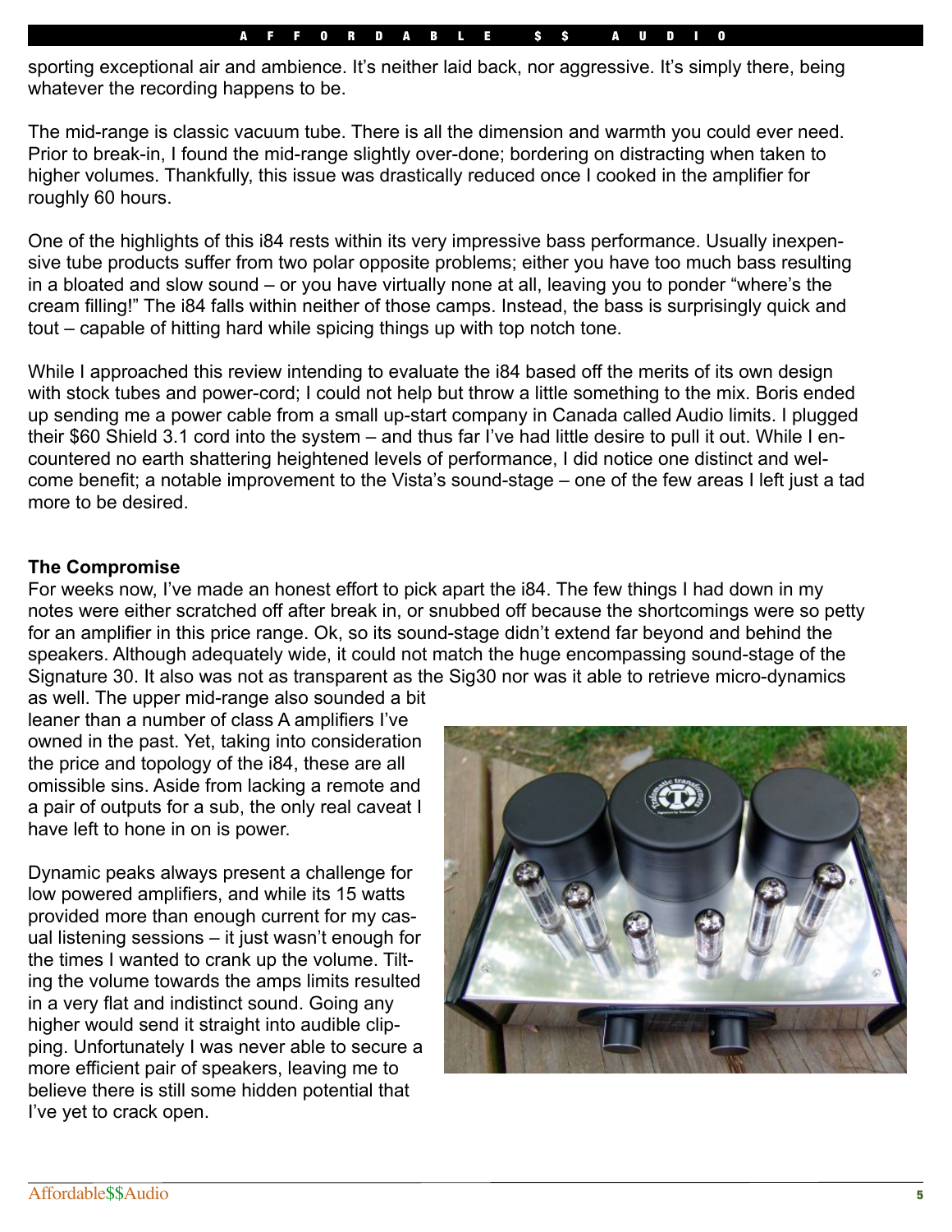sporting exceptional air and ambience. It's neither laid back, nor aggressive. It's simply there, being whatever the recording happens to be.

The mid-range is classic vacuum tube. There is all the dimension and warmth you could ever need. Prior to break-in, I found the mid-range slightly over-done; bordering on distracting when taken to higher volumes. Thankfully, this issue was drastically reduced once I cooked in the amplifier for roughly 60 hours.

One of the highlights of this i84 rests within its very impressive bass performance. Usually inexpensive tube products suffer from two polar opposite problems; either you have too much bass resulting in a bloated and slow sound – or you have virtually none at all, leaving you to ponder "where's the cream filling!" The i84 falls within neither of those camps. Instead, the bass is surprisingly quick and tout – capable of hitting hard while spicing things up with top notch tone.

While I approached this review intending to evaluate the i84 based off the merits of its own design with stock tubes and power-cord; I could not help but throw a little something to the mix. Boris ended up sending me a power cable from a small up-start company in Canada called Audio limits. I plugged their $60 Shield 3.1 cord into the system – and thus far I've had little desire to pull it out. While I encountered no earth shattering heightened levels of performance, I did notice one distinct and welcome benefit; a notable improvement to the Vista's sound-stage – one of the few areas I left just a tad more to be desired.

### The Compromise

For weeks now, I've made an honest effort to pick apart the i84. The few things I had down in my notes were either scratched off after break in, or snubbed off because the shortcomings were so petty for an amplifier in this price range. Ok, so its sound-stage didn't extend far beyond and behind the speakers. Although adequately wide, it could not match the huge encompassing sound-stage of the Signature 30. It also was not as transparent as the Sig30 nor was it able to retrieve micro-dynamics as well. The upper mid-range also sounded a bit leaner than a number of class A amplifiers I've owned in the past. Yet, taking into consideration the price and topology of the i84, these are all omissible sins. Aside from lacking a remote and a pair of outputs for a sub, the only real caveat I have left to hone in on is power.

Dynamic peaks always present a challenge for low powered amplifiers, and while its 15 watts provided more than enough current for my casual listening sessions – it just wasn't enough for the times I wanted to crank up the volume. Tilting the volume towards the amps limits resulted in a very flat and indistinct sound. Going any higher would send it straight into audible clipping. Unfortunately I was never able to secure a more efficient pair of speakers, leaving me to believe there is still some hidden potential that I've yet to crack open.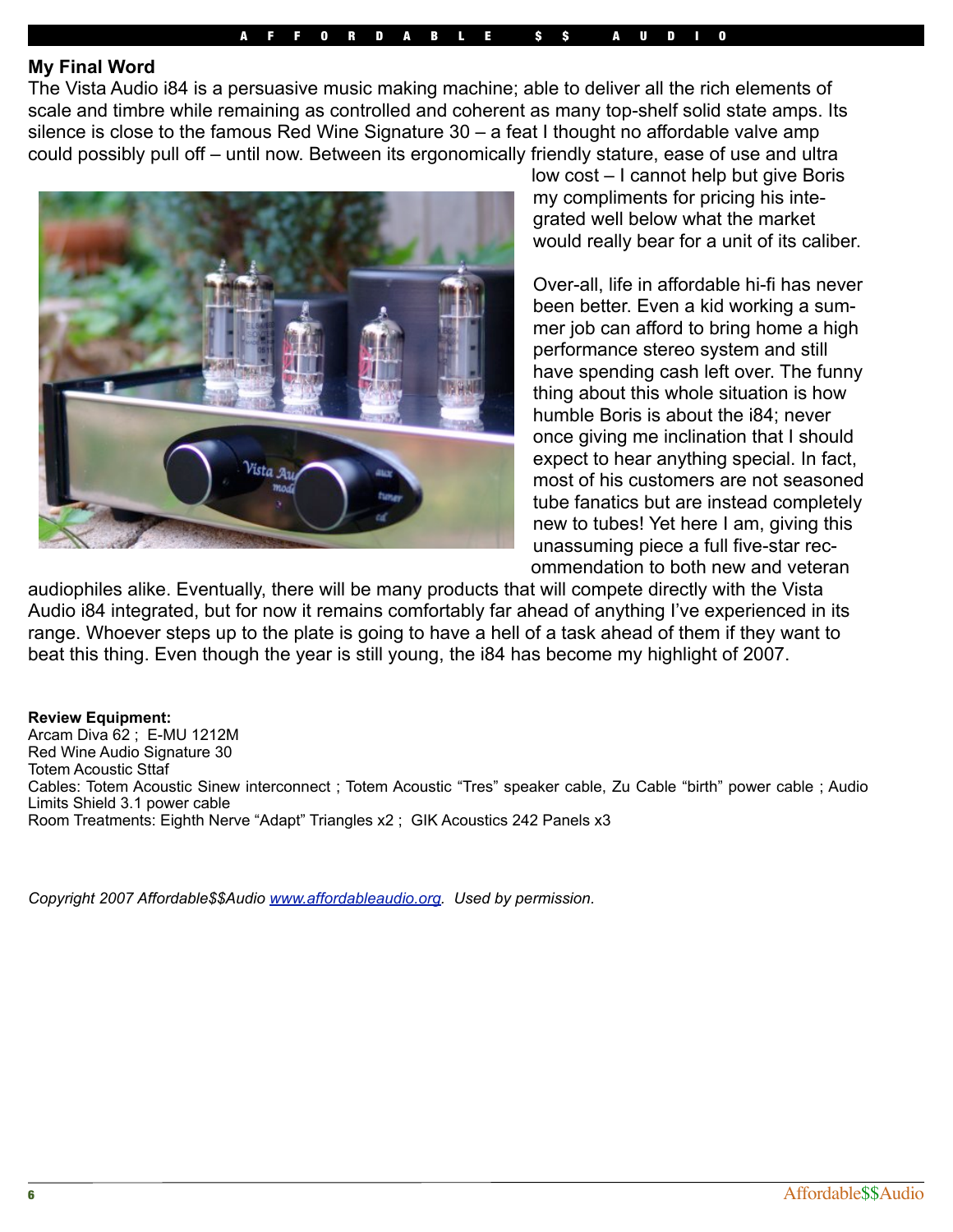## My Final Word

The Vista Audio i84 is a persuasive music making machine; able to deliver all the rich elements of scale and timbre while remaining as controlled and coherent as many top-shelf solid state amps. Its silence is close to the famous Red Wine Signature 30 – a feat I thought no affordable valve amp could possibly pull off – until now. Between its ergonomically friendly stature, ease of use and ultra low cost – I cannot help but give Boris my compliments for pricing his integrated well below what the market would really bear for a unit of its caliber.

Over-all, life in affordable hi-fi has never been better. Even a kid working a summer job can afford to bring home a high performance stereo system and still have spending cash left over. The funny thing about this whole situation is how humble Boris is about the i84; never once giving me inclination that I should expect to hear anything special. In fact, most of his customers are not seasoned tube fanatics but are instead completely new to tubes! Yet here I am, giving this unassuming piece a full five-star recommendation to both new and veteran audiophiles alike. Eventually, there will be many products that will compete directly with the Vista Audio i84 integrated, but for now it remains comfortably far ahead of anything I've experienced in its range. Whoever steps up to the plate is going to have a hell of a task ahead of them if they want to beat this thing. Even though the year is still young, the i84 has become my highlight of 2007.

**Review Equipment:**
Arcam Diva 62 ; E-MU 1212M
Red Wine Audio Signature 30
Totem Acoustic Sttaf
Cables: Totem Acoustic Sinew interconnect ; Totem Acoustic "Tres" speaker cable, Zu Cable "birth" power cable ; Audio Limits Shield 3.1 power cable
Room Treatments: Eighth Nerve "Adapt" Triangles x2 ; GIK Acoustics 242 Panels x3

*Copyright 2007 Affordable$$Audio www.affordableaudio.org. Used by permission.*